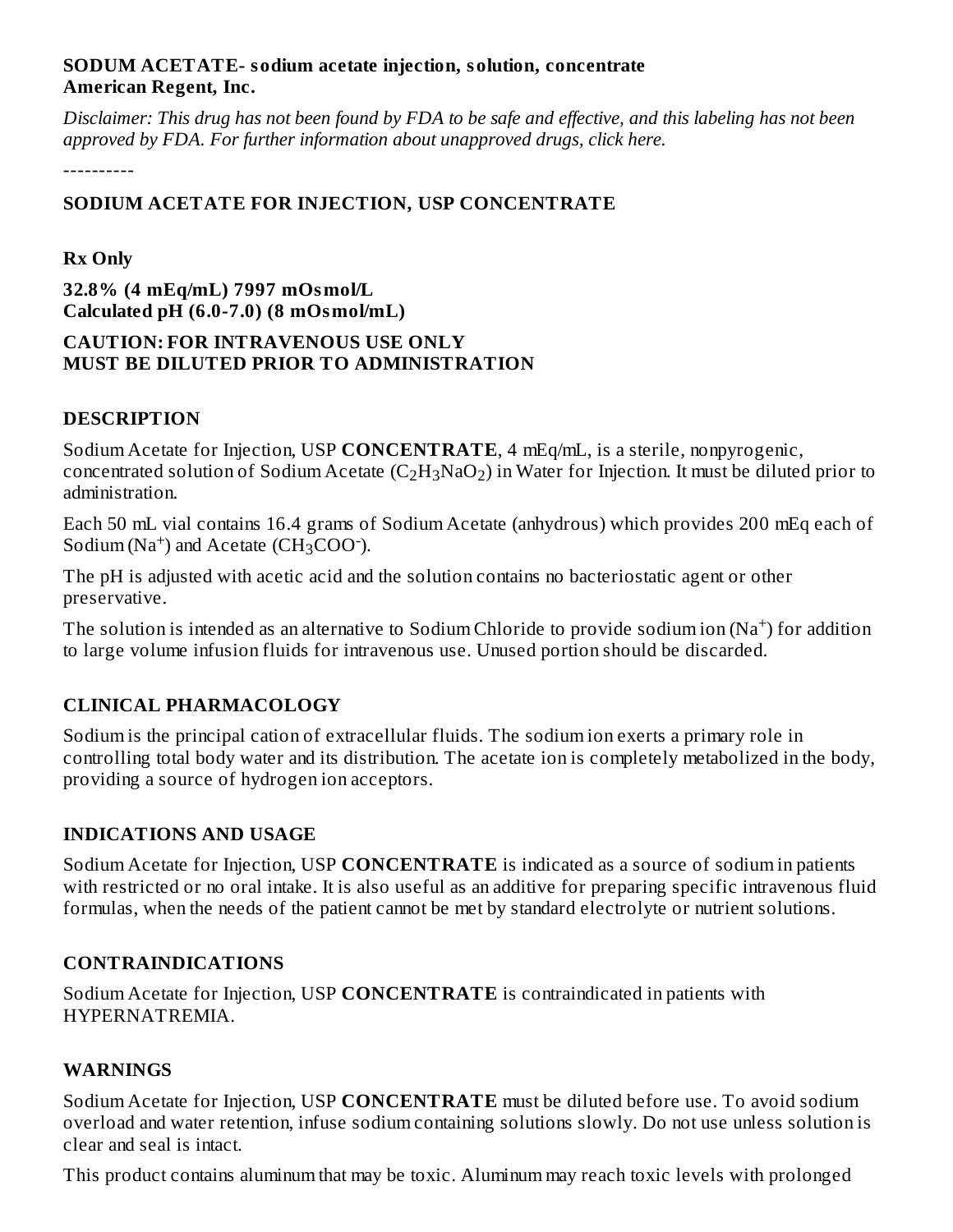**SODUM ACETATE- sodium acetate injection, solution, concentrate**
**American Regent, Inc.**

*Disclaimer: This drug has not been found by FDA to be safe and effective, and this labeling has not been approved by FDA. For further information about unapproved drugs, click here.*

----------

## SODIUM ACETATE FOR INJECTION, USP CONCENTRATE

**Rx Only**

**32.8% (4 mEq/mL) 7997 mOsmol/L**
**Calculated pH (6.0-7.0) (8 mOsmol/mL)**

**CAUTION: FOR INTRAVENOUS USE ONLY**
**MUST BE DILUTED PRIOR TO ADMINISTRATION**

### DESCRIPTION

Sodium Acetate for Injection, USP **CONCENTRATE**, 4 mEq/mL, is a sterile, nonpyrogenic, concentrated solution of Sodium Acetate ($C_2H_3NaO_2$) in Water for Injection. It must be diluted prior to administration.

Each 50 mL vial contains 16.4 grams of Sodium Acetate (anhydrous) which provides 200 mEq each of Sodium ($Na^+$) and Acetate ($CH_3COO^-$).

The pH is adjusted with acetic acid and the solution contains no bacteriostatic agent or other preservative.

The solution is intended as an alternative to Sodium Chloride to provide sodium ion ($Na^+$) for addition to large volume infusion fluids for intravenous use. Unused portion should be discarded.

### CLINICAL PHARMACOLOGY

Sodium is the principal cation of extracellular fluids. The sodium ion exerts a primary role in controlling total body water and its distribution. The acetate ion is completely metabolized in the body, providing a source of hydrogen ion acceptors.

### INDICATIONS AND USAGE

Sodium Acetate for Injection, USP **CONCENTRATE** is indicated as a source of sodium in patients with restricted or no oral intake. It is also useful as an additive for preparing specific intravenous fluid formulas, when the needs of the patient cannot be met by standard electrolyte or nutrient solutions.

### CONTRAINDICATIONS

Sodium Acetate for Injection, USP **CONCENTRATE** is contraindicated in patients with HYPERNATREMIA.

### WARNINGS

Sodium Acetate for Injection, USP **CONCENTRATE** must be diluted before use. To avoid sodium overload and water retention, infuse sodium containing solutions slowly. Do not use unless solution is clear and seal is intact.

This product contains aluminum that may be toxic. Aluminum may reach toxic levels with prolonged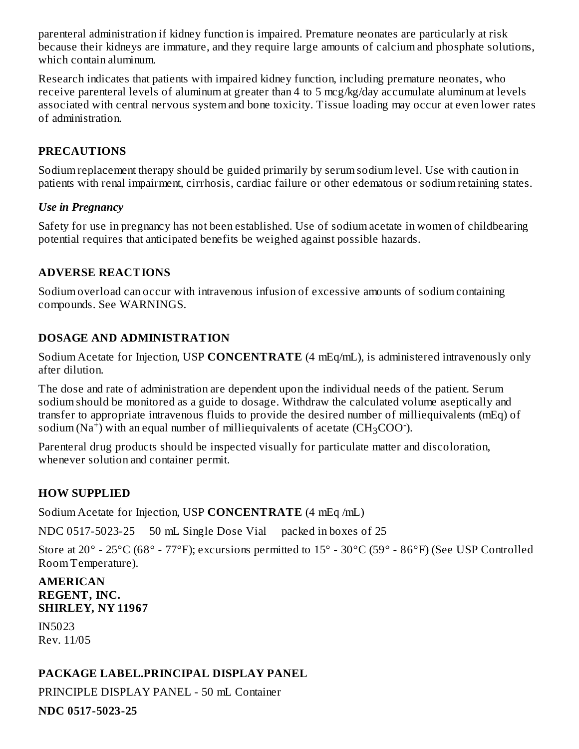parenteral administration if kidney function is impaired. Premature neonates are particularly at risk because their kidneys are immature, and they require large amounts of calcium and phosphate solutions, which contain aluminum.

Research indicates that patients with impaired kidney function, including premature neonates, who receive parenteral levels of aluminum at greater than 4 to 5 mcg/kg/day accumulate aluminum at levels associated with central nervous system and bone toxicity. Tissue loading may occur at even lower rates of administration.

## PRECAUTIONS

Sodium replacement therapy should be guided primarily by serum sodium level. Use with caution in patients with renal impairment, cirrhosis, cardiac failure or other edematous or sodium retaining states.

### *Use in Pregnancy*

Safety for use in pregnancy has not been established. Use of sodium acetate in women of childbearing potential requires that anticipated benefits be weighed against possible hazards.

## ADVERSE REACTIONS

Sodium overload can occur with intravenous infusion of excessive amounts of sodium containing compounds. See WARNINGS.

## DOSAGE AND ADMINISTRATION

Sodium Acetate for Injection, USP **CONCENTRATE** (4 mEq/mL), is administered intravenously only after dilution.

The dose and rate of administration are dependent upon the individual needs of the patient. Serum sodium should be monitored as a guide to dosage. Withdraw the calculated volume aseptically and transfer to appropriate intravenous fluids to provide the desired number of milliequivalents (mEq) of sodium ($Na^+$) with an equal number of milliequivalents of acetate ($CH_3COO^-$).

Parenteral drug products should be inspected visually for particulate matter and discoloration, whenever solution and container permit.

## HOW SUPPLIED

Sodium Acetate for Injection, USP **CONCENTRATE** (4 mEq /mL)

NDC 0517-5023-25     50 mL Single Dose Vial     packed in boxes of 25

Store at 20° - 25°C (68° - 77°F); excursions permitted to 15° - 30°C (59° - 86°F) (See USP Controlled Room Temperature).

**AMERICAN REGENT, INC.**
**SHIRLEY, NY 11967**

IN5023
Rev. 11/05

## PACKAGE LABEL.PRINCIPAL DISPLAY PANEL

PRINCIPLE DISPLAY PANEL - 50 mL Container

**NDC 0517-5023-25**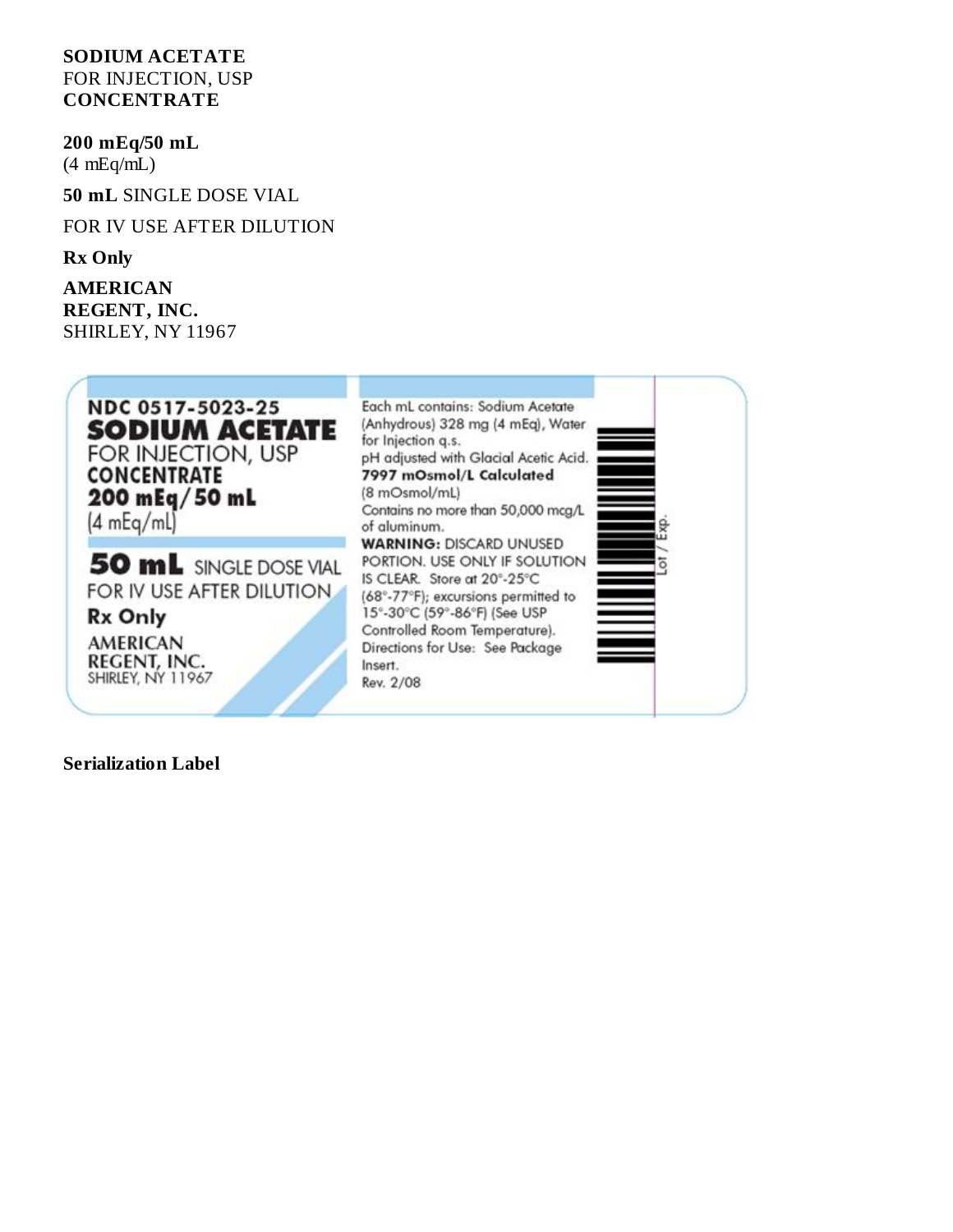**SODIUM ACETATE**
FOR INJECTION, USP
**CONCENTRATE**

**200 mEq/50 mL**
(4 mEq/mL)

**50 mL** SINGLE DOSE VIAL

FOR IV USE AFTER DILUTION

**Rx Only**

**AMERICAN REGENT, INC.**
SHIRLEY, NY 11967

NDC 0517-5023-25
**SODIUM ACETATE**
FOR INJECTION, USP
**CONCENTRATE**
**200 mEq/50 mL**
(4 mEq/mL)

**50 mL** SINGLE DOSE VIAL
FOR IV USE AFTER DILUTION
**Rx Only**
AMERICAN REGENT, INC.
SHIRLEY, NY 11967

Each mL contains: Sodium Acetate (Anhydrous) 328 mg (4 mEq), Water for Injection q.s.
pH adjusted with Glacial Acetic Acid.
**7997 mOsmol/L Calculated**
(8 mOsmol/mL)
Contains no more than 50,000 mcg/L of aluminum.
**WARNING:** DISCARD UNUSED PORTION. USE ONLY IF SOLUTION IS CLEAR. Store at 20°-25°C (68°-77°F); excursions permitted to 15°-30°C (59°-86°F) (See USP Controlled Room Temperature).
Directions for Use: See Package Insert.
Rev. 2/08

Lot / Exp.

**Serialization Label**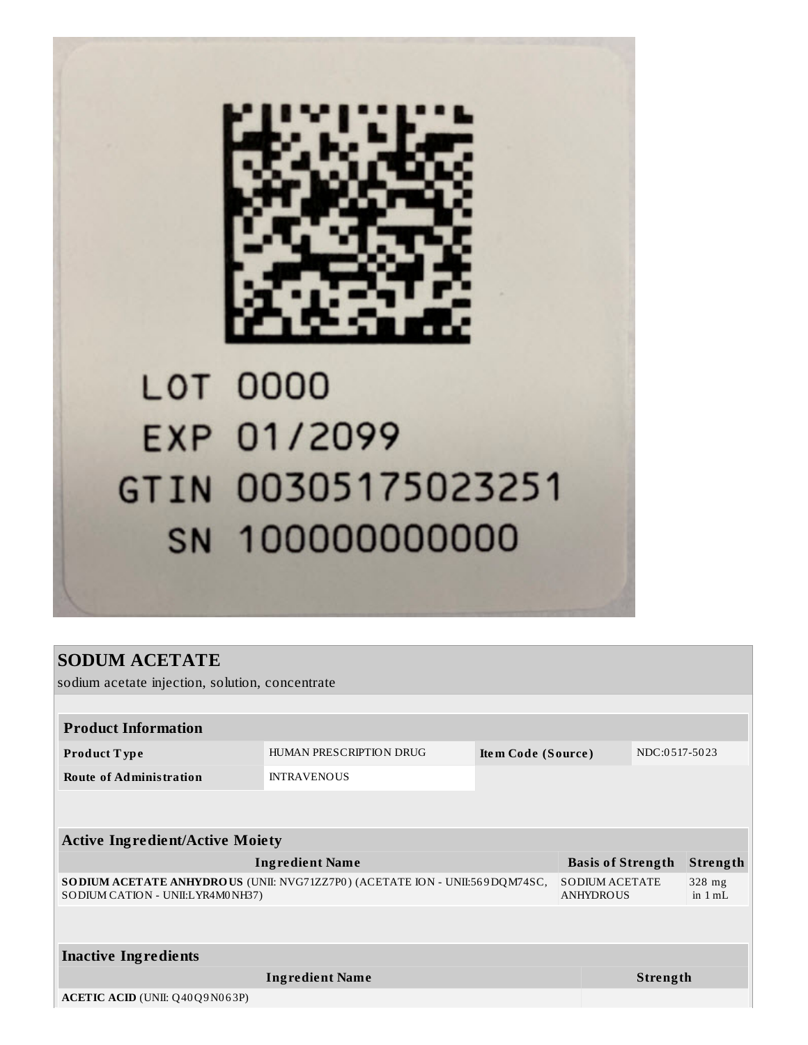LOT 0000

EXP 01/2099

GTIN 00305175023251

SN 100000000000

## SODUM ACETATE

sodium acetate injection, solution, concentrate

| Product Information | | | |
|---|---|---|---|
| **Product Type** | HUMAN PRESCRIPTION DRUG | **Item Code (Source)** | NDC:0517-5023 |
| **Route of Administration** | INTRAVENOUS | | |

| Active Ingredient/Active Moiety | | |
|---|---|---|
| **Ingredient Name** | **Basis of Strength** | **Strength** |
| **SODIUM ACETATE ANHYDROUS** (UNII: NVG71ZZ7P0) (ACETATE ION - UNII:569DQM74SC, SODIUM CATION - UNII:LYR4M0NH37) | SODIUM ACETATE ANHYDROUS | 328 mg in 1 mL |

| Inactive Ingredients | |
|---|---|
| **Ingredient Name** | **Strength** |
| **ACETIC ACID** (UNII: Q40Q9N063P) | |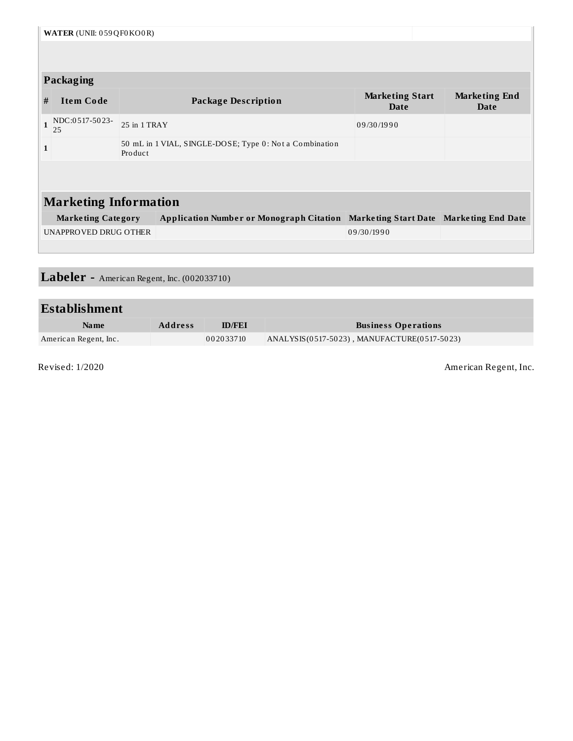| | |
|---|---|
| **WATER** (UNII: 059QF0KO0R) | |

### Packaging

| # | Item Code | Package Description | Marketing Start Date | Marketing End Date |
|---|---|---|---|---|
| 1 | NDC:0517-5023-25 | 25 in 1 TRAY | 09/30/1990 | |
| 1 | | 50 mL in 1 VIAL, SINGLE-DOSE; Type 0: Not a Combination Product | | |

## Marketing Information

| Marketing Category | Application Number or Monograph Citation | Marketing Start Date | Marketing End Date |
|---|---|---|---|
| UNAPPROVED DRUG OTHER | | 09/30/1990 | |

## Labeler - American Regent, Inc. (002033710)

## Establishment

| Name | Address | ID/FEI | Business Operations |
|---|---|---|---|
| American Regent, Inc. | | 002033710 | ANALYSIS(0517-5023) , MANUFACTURE(0517-5023) |

Revised: 1/2020

American Regent, Inc.